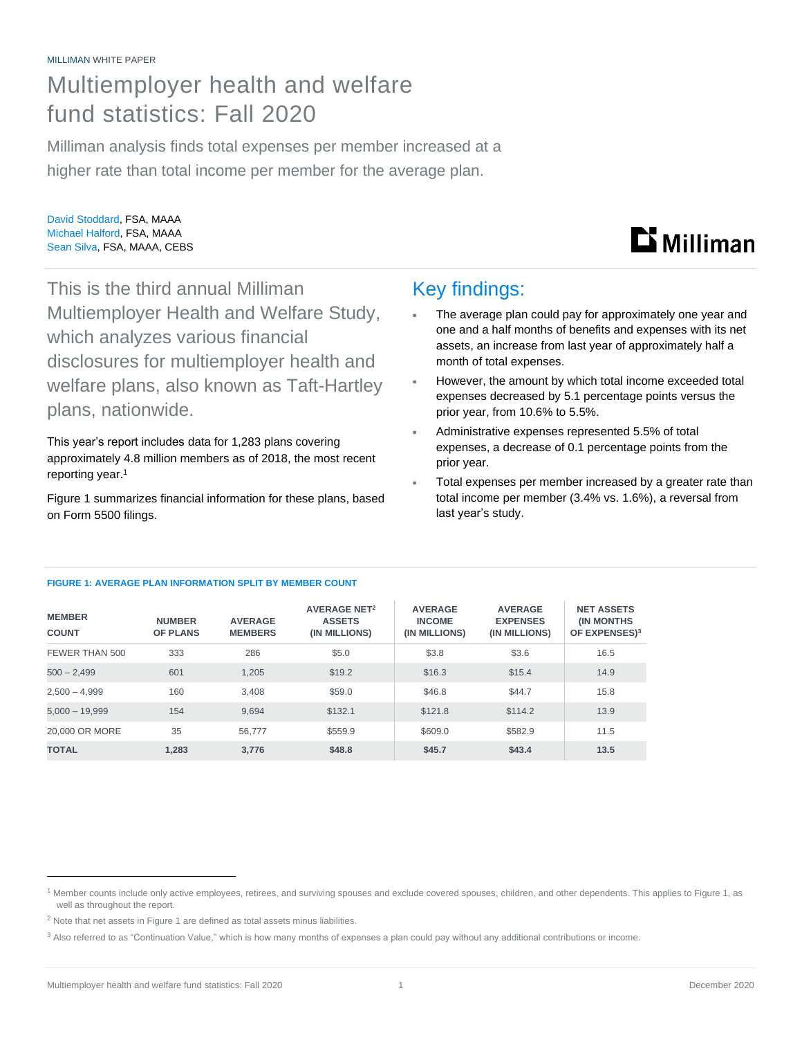MILLIMAN WHITE PAPER

# Multiemployer health and welfare fund statistics: Fall 2020

Milliman analysis finds total expenses per member increased at a higher rate than total income per member for the average plan.

David Stoddard, FSA, MAAA
Michael Halford, FSA, MAAA
Sean Silva, FSA, MAAA, CEBS

This is the third annual Milliman Multiemployer Health and Welfare Study, which analyzes various financial disclosures for multiemployer health and welfare plans, also known as Taft-Hartley plans, nationwide.

This year's report includes data for 1,283 plans covering approximately 4.8 million members as of 2018, the most recent reporting year.[1]

Figure 1 summarizes financial information for these plans, based on Form 5500 filings.

## Key findings:

- The average plan could pay for approximately one year and one and a half months of benefits and expenses with its net assets, an increase from last year of approximately half a month of total expenses.
- However, the amount by which total income exceeded total expenses decreased by 5.1 percentage points versus the prior year, from 10.6% to 5.5%.
- Administrative expenses represented 5.5% of total expenses, a decrease of 0.1 percentage points from the prior year.
- Total expenses per member increased by a greater rate than total income per member (3.4% vs. 1.6%), a reversal from last year's study.

**FIGURE 1: AVERAGE PLAN INFORMATION SPLIT BY MEMBER COUNT**

| MEMBER COUNT | NUMBER OF PLANS | AVERAGE MEMBERS | AVERAGE NET[2] ASSETS (IN MILLIONS) | AVERAGE INCOME (IN MILLIONS) | AVERAGE EXPENSES (IN MILLIONS) | NET ASSETS (IN MONTHS OF EXPENSES)[3] |
|---|---|---|---|---|---|---|
| FEWER THAN 500 | 333 | 286 | $5.0 | $3.8 | $3.6 | 16.5 |
| 500 – 2,499 | 601 | 1,205 | $19.2 | $16.3 | $15.4 | 14.9 |
| 2,500 – 4,999 | 160 | 3,408 | $59.0 | $46.8 | $44.7 | 15.8 |
| 5,000 – 19,999 | 154 | 9,694 | $132.1 | $121.8 | $114.2 | 13.9 |
| 20,000 OR MORE | 35 | 56,777 | $559.9 | $609.0 | $582.9 | 11.5 |
| **TOTAL** | **1,283** | **3,776** | **$48.8** | **$45.7** | **$43.4** | **13.5** |

[1] Member counts include only active employees, retirees, and surviving spouses and exclude covered spouses, children, and other dependents. This applies to Figure 1, as well as throughout the report.

[2] Note that net assets in Figure 1 are defined as total assets minus liabilities.

[3] Also referred to as "Continuation Value," which is how many months of expenses a plan could pay without any additional contributions or income.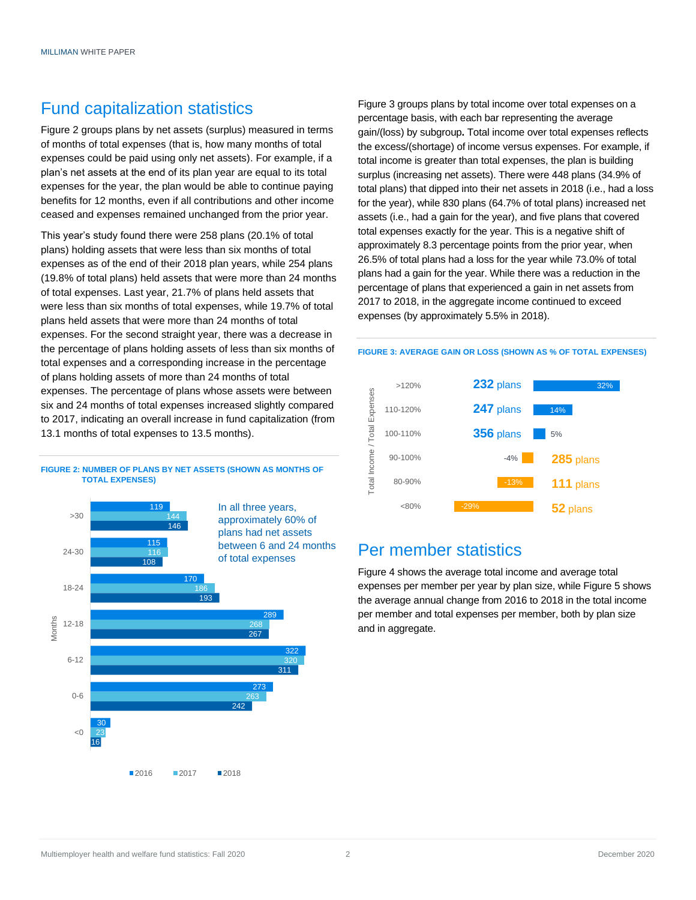## Fund capitalization statistics

Figure 2 groups plans by net assets (surplus) measured in terms of months of total expenses (that is, how many months of total expenses could be paid using only net assets). For example, if a plan's net assets at the end of its plan year are equal to its total expenses for the year, the plan would be able to continue paying benefits for 12 months, even if all contributions and other income ceased and expenses remained unchanged from the prior year.

This year's study found there were 258 plans (20.1% of total plans) holding assets that were less than six months of total expenses as of the end of their 2018 plan years, while 254 plans (19.8% of total plans) held assets that were more than 24 months of total expenses. Last year, 21.7% of plans held assets that were less than six months of total expenses, while 19.7% of total plans held assets that were more than 24 months of total expenses. For the second straight year, there was a decrease in the percentage of plans holding assets of less than six months of total expenses and a corresponding increase in the percentage of plans holding assets of more than 24 months of total expenses. The percentage of plans whose assets were between six and 24 months of total expenses increased slightly compared to 2017, indicating an overall increase in fund capitalization (from 13.1 months of total expenses to 13.5 months).

**FIGURE 2: NUMBER OF PLANS BY NET ASSETS (SHOWN AS MONTHS OF TOTAL EXPENSES)**

| Months | 2016 | 2017 | 2018 |
|---|---|---|---|
| >30 | 119 | 144 | 146 |
| 24-30 | 115 | 116 | 108 |
| 18-24 | 170 | 186 | 193 |
| 12-18 | 289 | 268 | 267 |
| 6-12 | 322 | 320 | 311 |
| 0-6 | 273 | 263 | 242 |
| <0 | 30 | 23 | 16 |

In all three years, approximately 60% of plans had net assets between 6 and 24 months of total expenses

Figure 3 groups plans by total income over total expenses on a percentage basis, with each bar representing the average gain/(loss) by subgroup**.** Total income over total expenses reflects the excess/(shortage) of income versus expenses. For example, if total income is greater than total expenses, the plan is building surplus (increasing net assets). There were 448 plans (34.9% of total plans) that dipped into their net assets in 2018 (i.e., had a loss for the year), while 830 plans (64.7% of total plans) increased net assets (i.e., had a gain for the year), and five plans that covered total expenses exactly for the year. This is a negative shift of approximately 8.3 percentage points from the prior year, when 26.5% of total plans had a loss for the year while 73.0% of total plans had a gain for the year. While there was a reduction in the percentage of plans that experienced a gain in net assets from 2017 to 2018, in the aggregate income continued to exceed expenses (by approximately 5.5% in 2018).

**FIGURE 3: AVERAGE GAIN OR LOSS (SHOWN AS % OF TOTAL EXPENSES)**

| Total Income / Total Expenses | Plans | Average Gain/(Loss) |
|---|---|---|
| >120% | 232 plans | 32% |
| 110-120% | 247 plans | 14% |
| 100-110% | 356 plans | 5% |
| 90-100% | 285 plans | -4% |
| 80-90% | 111 plans | -13% |
| <80% | 52 plans | -29% |

## Per member statistics

Figure 4 shows the average total income and average total expenses per member per year by plan size, while Figure 5 shows the average annual change from 2016 to 2018 in the total income per member and total expenses per member, both by plan size and in aggregate.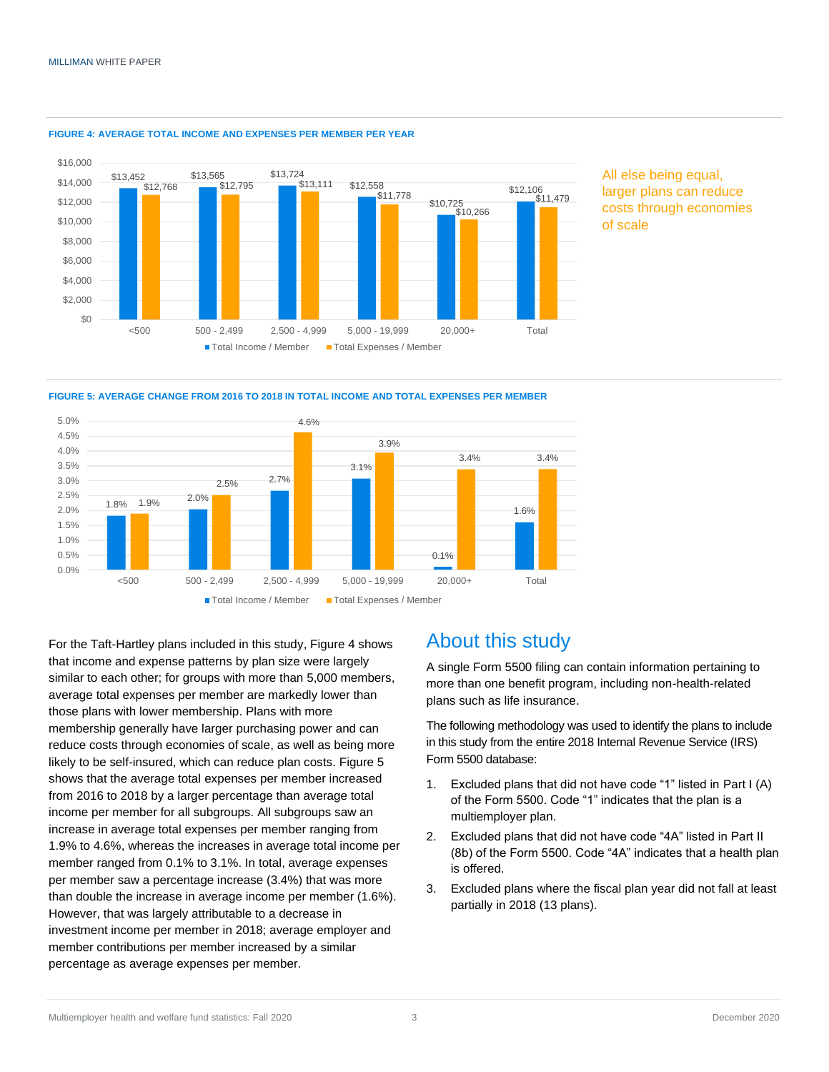**FIGURE 4: AVERAGE TOTAL INCOME AND EXPENSES PER MEMBER PER YEAR**

| Plan size | Total Income / Member | Total Expenses / Member |
|---|---|---|
| <500 | $13,452 | $12,768 |
| 500 - 2,499 | $13,565 | $12,795 |
| 2,500 - 4,999 | $13,724 | $13,111 |
| 5,000 - 19,999 | $12,558 | $11,778 |
| 20,000+ | $10,725 | $10,266 |
| Total | $12,106 | $11,479 |

All else being equal, larger plans can reduce costs through economies of scale

**FIGURE 5: AVERAGE CHANGE FROM 2016 TO 2018 IN TOTAL INCOME AND TOTAL EXPENSES PER MEMBER**

| Plan size | Total Income / Member | Total Expenses / Member |
|---|---|---|
| <500 | 1.8% | 1.9% |
| 500 - 2,499 | 2.0% | 2.5% |
| 2,500 - 4,999 | 2.7% | 4.6% |
| 5,000 - 19,999 | 3.1% | 3.9% |
| 20,000+ | 0.1% | 3.4% |
| Total | 1.6% | 3.4% |

For the Taft-Hartley plans included in this study, Figure 4 shows that income and expense patterns by plan size were largely similar to each other; for groups with more than 5,000 members, average total expenses per member are markedly lower than those plans with lower membership. Plans with more membership generally have larger purchasing power and can reduce costs through economies of scale, as well as being more likely to be self-insured, which can reduce plan costs. Figure 5 shows that the average total expenses per member increased from 2016 to 2018 by a larger percentage than average total income per member for all subgroups. All subgroups saw an increase in average total expenses per member ranging from 1.9% to 4.6%, whereas the increases in average total income per member ranged from 0.1% to 3.1%. In total, average expenses per member saw a percentage increase (3.4%) that was more than double the increase in average income per member (1.6%). However, that was largely attributable to a decrease in investment income per member in 2018; average employer and member contributions per member increased by a similar percentage as average expenses per member.

# About this study

A single Form 5500 filing can contain information pertaining to more than one benefit program, including non-health-related plans such as life insurance.

The following methodology was used to identify the plans to include in this study from the entire 2018 Internal Revenue Service (IRS) Form 5500 database:

1. Excluded plans that did not have code "1" listed in Part I (A) of the Form 5500. Code "1" indicates that the plan is a multiemployer plan.
2. Excluded plans that did not have code "4A" listed in Part II (8b) of the Form 5500. Code "4A" indicates that a health plan is offered.
3. Excluded plans where the fiscal plan year did not fall at least partially in 2018 (13 plans).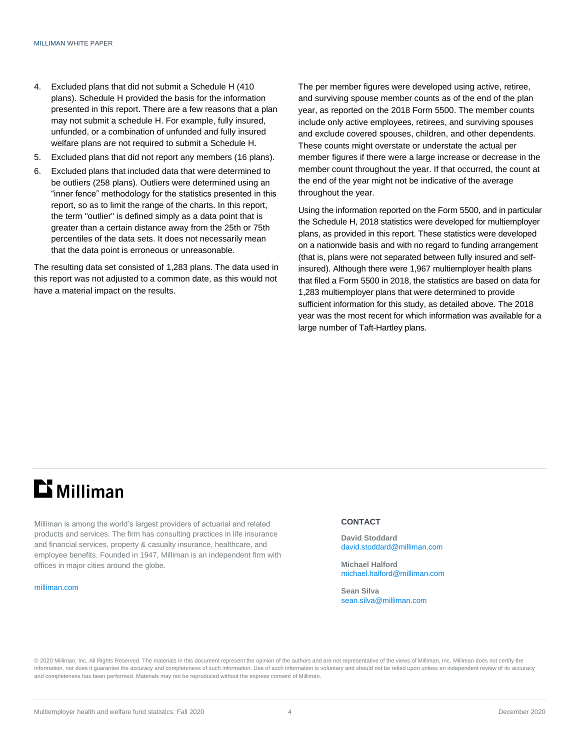4. Excluded plans that did not submit a Schedule H (410 plans). Schedule H provided the basis for the information presented in this report. There are a few reasons that a plan may not submit a schedule H. For example, fully insured, unfunded, or a combination of unfunded and fully insured welfare plans are not required to submit a Schedule H.
5. Excluded plans that did not report any members (16 plans).
6. Excluded plans that included data that were determined to be outliers (258 plans). Outliers were determined using an "inner fence" methodology for the statistics presented in this report, so as to limit the range of the charts. In this report, the term "outlier" is defined simply as a data point that is greater than a certain distance away from the 25th or 75th percentiles of the data sets. It does not necessarily mean that the data point is erroneous or unreasonable.

The resulting data set consisted of 1,283 plans. The data used in this report was not adjusted to a common date, as this would not have a material impact on the results.

The per member figures were developed using active, retiree, and surviving spouse member counts as of the end of the plan year, as reported on the 2018 Form 5500. The member counts include only active employees, retirees, and surviving spouses and exclude covered spouses, children, and other dependents. These counts might overstate or understate the actual per member figures if there were a large increase or decrease in the member count throughout the year. If that occurred, the count at the end of the year might not be indicative of the average throughout the year.

Using the information reported on the Form 5500, and in particular the Schedule H, 2018 statistics were developed for multiemployer plans, as provided in this report. These statistics were developed on a nationwide basis and with no regard to funding arrangement (that is, plans were not separated between fully insured and self-insured). Although there were 1,967 multiemployer health plans that filed a Form 5500 in 2018, the statistics are based on data for 1,283 multiemployer plans that were determined to provide sufficient information for this study, as detailed above. The 2018 year was the most recent for which information was available for a large number of Taft-Hartley plans.

---

**Milliman**

Milliman is among the world's largest providers of actuarial and related products and services. The firm has consulting practices in life insurance and financial services, property & casualty insurance, healthcare, and employee benefits. Founded in 1947, Milliman is an independent firm with offices in major cities around the globe.

milliman.com

**CONTACT**

**David Stoddard**
david.stoddard@milliman.com

**Michael Halford**
michael.halford@milliman.com

**Sean Silva**
sean.silva@milliman.com

© 2020 Milliman, Inc. All Rights Reserved. The materials in this document represent the opinion of the authors and are not representative of the views of Milliman, Inc. Milliman does not certify the information, nor does it guarantee the accuracy and completeness of such information. Use of such information is voluntary and should not be relied upon unless an independent review of its accuracy and completeness has been performed. Materials may not be reproduced without the express consent of Milliman.